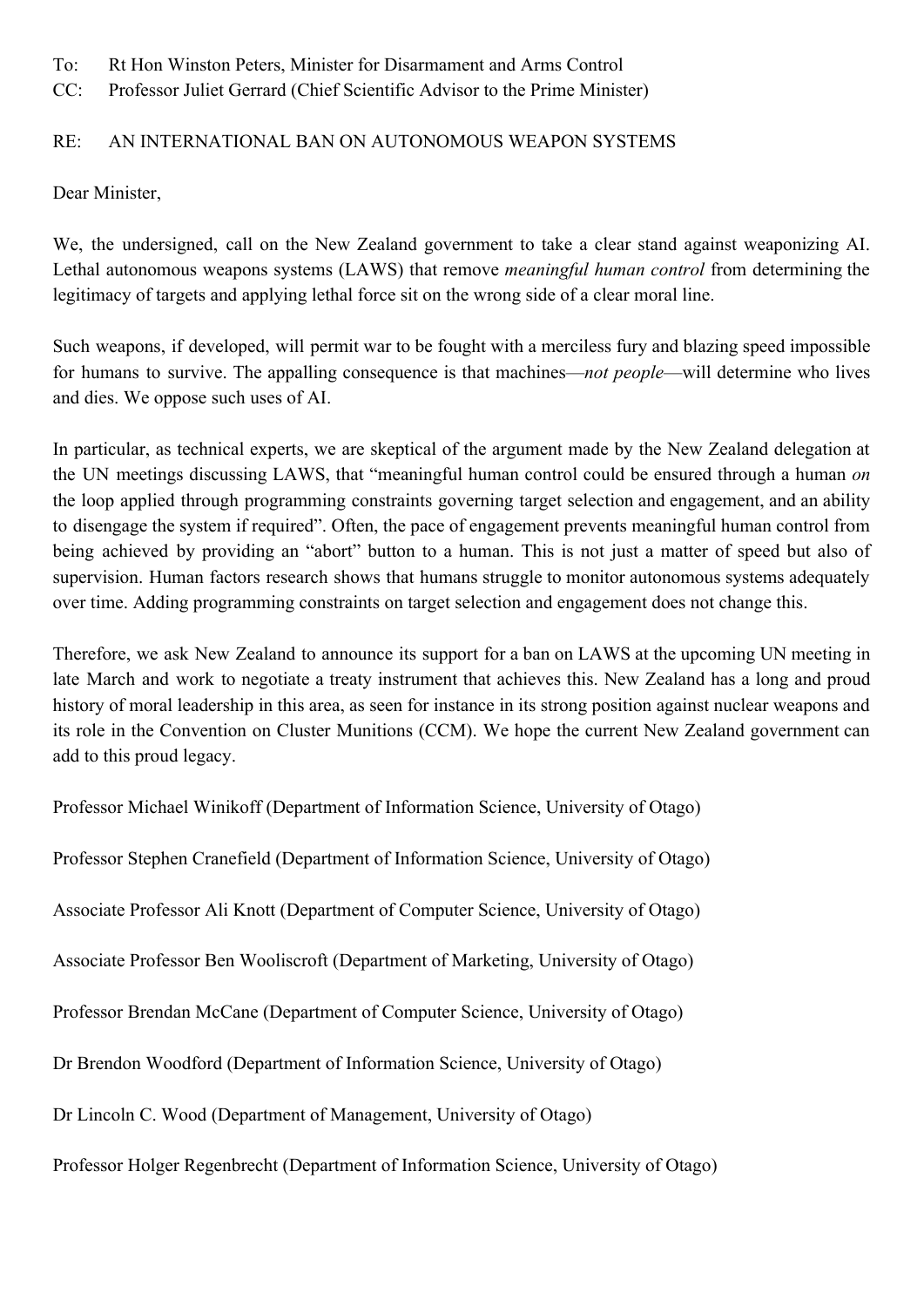To: Rt Hon Winston Peters, Minister for Disarmament and Arms Control
CC: Professor Juliet Gerrard (Chief Scientific Advisor to the Prime Minister)

RE: AN INTERNATIONAL BAN ON AUTONOMOUS WEAPON SYSTEMS

Dear Minister,

We, the undersigned, call on the New Zealand government to take a clear stand against weaponizing AI. Lethal autonomous weapons systems (LAWS) that remove *meaningful human control* from determining the legitimacy of targets and applying lethal force sit on the wrong side of a clear moral line.

Such weapons, if developed, will permit war to be fought with a merciless fury and blazing speed impossible for humans to survive. The appalling consequence is that machines—*not people*—will determine who lives and dies. We oppose such uses of AI.

In particular, as technical experts, we are skeptical of the argument made by the New Zealand delegation at the UN meetings discussing LAWS, that "meaningful human control could be ensured through a human *on* the loop applied through programming constraints governing target selection and engagement, and an ability to disengage the system if required". Often, the pace of engagement prevents meaningful human control from being achieved by providing an "abort" button to a human. This is not just a matter of speed but also of supervision. Human factors research shows that humans struggle to monitor autonomous systems adequately over time. Adding programming constraints on target selection and engagement does not change this.

Therefore, we ask New Zealand to announce its support for a ban on LAWS at the upcoming UN meeting in late March and work to negotiate a treaty instrument that achieves this. New Zealand has a long and proud history of moral leadership in this area, as seen for instance in its strong position against nuclear weapons and its role in the Convention on Cluster Munitions (CCM). We hope the current New Zealand government can add to this proud legacy.

Professor Michael Winikoff (Department of Information Science, University of Otago)

Professor Stephen Cranefield (Department of Information Science, University of Otago)

Associate Professor Ali Knott (Department of Computer Science, University of Otago)

Associate Professor Ben Wooliscroft (Department of Marketing, University of Otago)

Professor Brendan McCane (Department of Computer Science, University of Otago)

Dr Brendon Woodford (Department of Information Science, University of Otago)

Dr Lincoln C. Wood (Department of Management, University of Otago)

Professor Holger Regenbrecht (Department of Information Science, University of Otago)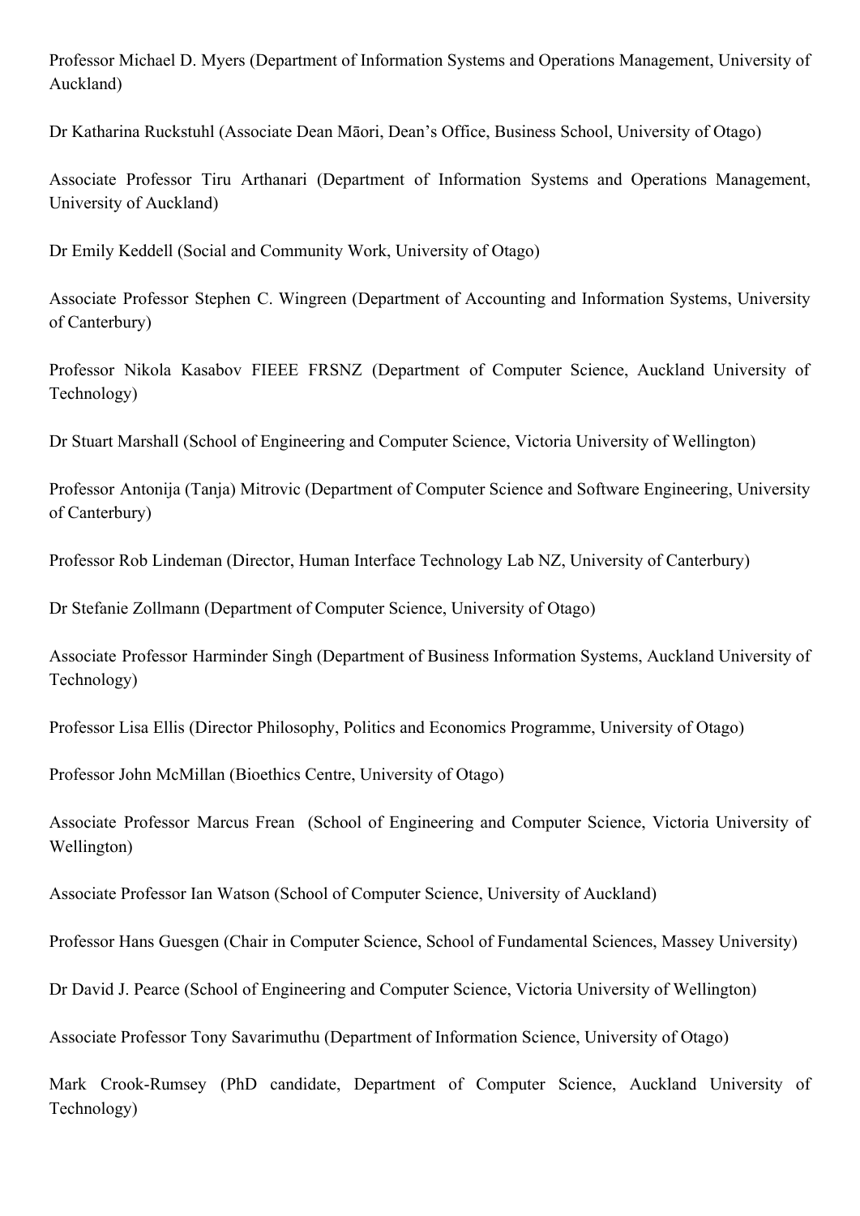Professor Michael D. Myers (Department of Information Systems and Operations Management, University of Auckland)

Dr Katharina Ruckstuhl (Associate Dean Māori, Dean's Office, Business School, University of Otago)

Associate Professor Tiru Arthanari (Department of Information Systems and Operations Management, University of Auckland)

Dr Emily Keddell (Social and Community Work, University of Otago)

Associate Professor Stephen C. Wingreen (Department of Accounting and Information Systems, University of Canterbury)

Professor Nikola Kasabov FIEEE FRSNZ (Department of Computer Science, Auckland University of Technology)

Dr Stuart Marshall (School of Engineering and Computer Science, Victoria University of Wellington)

Professor Antonija (Tanja) Mitrovic (Department of Computer Science and Software Engineering, University of Canterbury)

Professor Rob Lindeman (Director, Human Interface Technology Lab NZ, University of Canterbury)

Dr Stefanie Zollmann (Department of Computer Science, University of Otago)

Associate Professor Harminder Singh (Department of Business Information Systems, Auckland University of Technology)

Professor Lisa Ellis (Director Philosophy, Politics and Economics Programme, University of Otago)

Professor John McMillan (Bioethics Centre, University of Otago)

Associate Professor Marcus Frean (School of Engineering and Computer Science, Victoria University of Wellington)

Associate Professor Ian Watson (School of Computer Science, University of Auckland)

Professor Hans Guesgen (Chair in Computer Science, School of Fundamental Sciences, Massey University)

Dr David J. Pearce (School of Engineering and Computer Science, Victoria University of Wellington)

Associate Professor Tony Savarimuthu (Department of Information Science, University of Otago)

Mark Crook-Rumsey (PhD candidate, Department of Computer Science, Auckland University of Technology)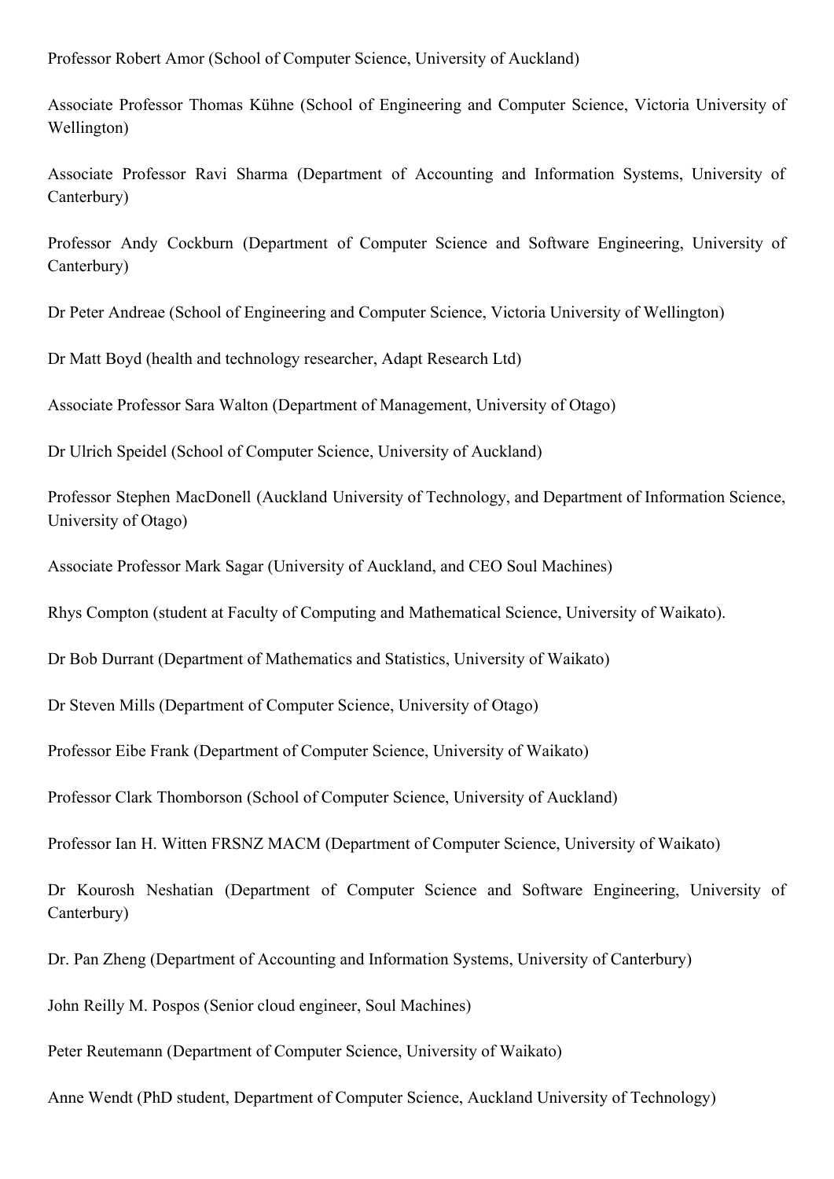Professor Robert Amor (School of Computer Science, University of Auckland)

Associate Professor Thomas Kühne (School of Engineering and Computer Science, Victoria University of Wellington)

Associate Professor Ravi Sharma (Department of Accounting and Information Systems, University of Canterbury)

Professor Andy Cockburn (Department of Computer Science and Software Engineering, University of Canterbury)

Dr Peter Andreae (School of Engineering and Computer Science, Victoria University of Wellington)

Dr Matt Boyd (health and technology researcher, Adapt Research Ltd)

Associate Professor Sara Walton (Department of Management, University of Otago)

Dr Ulrich Speidel (School of Computer Science, University of Auckland)

Professor Stephen MacDonell (Auckland University of Technology, and Department of Information Science, University of Otago)

Associate Professor Mark Sagar (University of Auckland, and CEO Soul Machines)

Rhys Compton (student at Faculty of Computing and Mathematical Science, University of Waikato).

Dr Bob Durrant (Department of Mathematics and Statistics, University of Waikato)

Dr Steven Mills (Department of Computer Science, University of Otago)

Professor Eibe Frank (Department of Computer Science, University of Waikato)

Professor Clark Thomborson (School of Computer Science, University of Auckland)

Professor Ian H. Witten FRSNZ MACM (Department of Computer Science, University of Waikato)

Dr Kourosh Neshatian (Department of Computer Science and Software Engineering, University of Canterbury)

Dr. Pan Zheng (Department of Accounting and Information Systems, University of Canterbury)

John Reilly M. Pospos (Senior cloud engineer, Soul Machines)

Peter Reutemann (Department of Computer Science, University of Waikato)

Anne Wendt (PhD student, Department of Computer Science, Auckland University of Technology)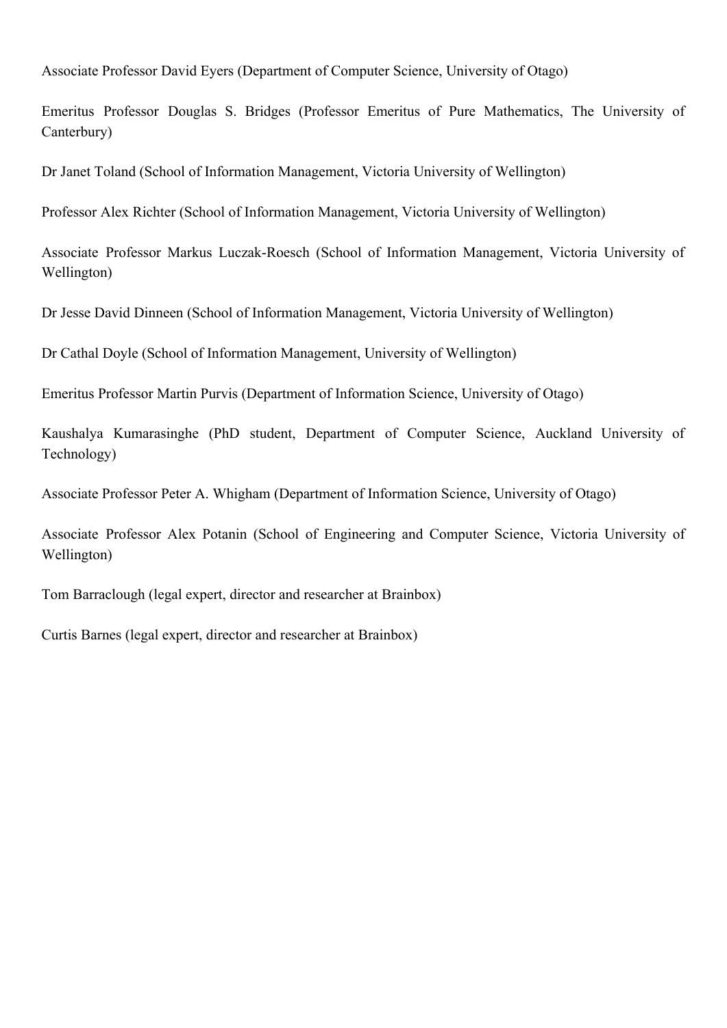Associate Professor David Eyers (Department of Computer Science, University of Otago)

Emeritus Professor Douglas S. Bridges (Professor Emeritus of Pure Mathematics, The University of Canterbury)

Dr Janet Toland (School of Information Management, Victoria University of Wellington)

Professor Alex Richter (School of Information Management, Victoria University of Wellington)

Associate Professor Markus Luczak-Roesch (School of Information Management, Victoria University of Wellington)

Dr Jesse David Dinneen (School of Information Management, Victoria University of Wellington)

Dr Cathal Doyle (School of Information Management, University of Wellington)

Emeritus Professor Martin Purvis (Department of Information Science, University of Otago)

Kaushalya Kumarasinghe (PhD student, Department of Computer Science, Auckland University of Technology)

Associate Professor Peter A. Whigham (Department of Information Science, University of Otago)

Associate Professor Alex Potanin (School of Engineering and Computer Science, Victoria University of Wellington)

Tom Barraclough (legal expert, director and researcher at Brainbox)

Curtis Barnes (legal expert, director and researcher at Brainbox)